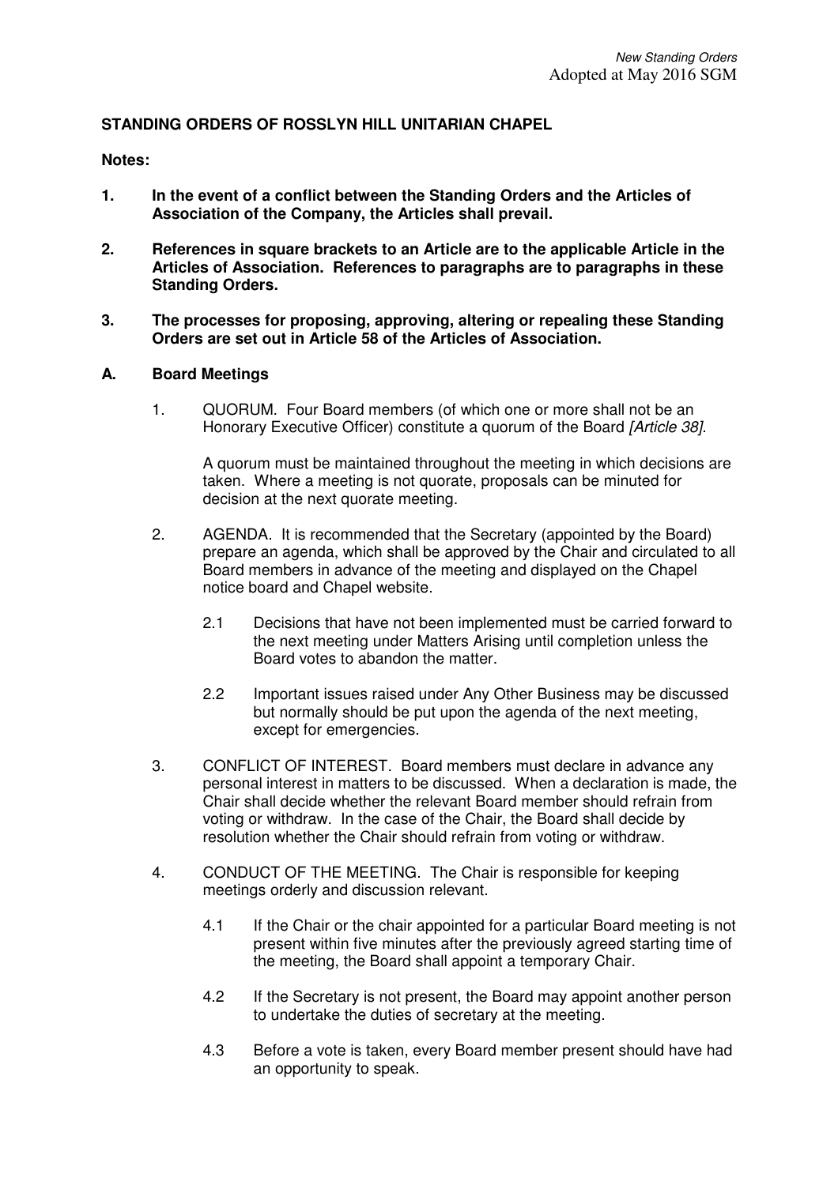New Standing Orders
Adopted at May 2016 SGM

**STANDING ORDERS OF ROSSLYN HILL UNITARIAN CHAPEL**

**Notes:**

1. **In the event of a conflict between the Standing Orders and the Articles of Association of the Company, the Articles shall prevail.**

2. **References in square brackets to an Article are to the applicable Article in the Articles of Association. References to paragraphs are to paragraphs in these Standing Orders.**

3. **The processes for proposing, approving, altering or repealing these Standing Orders are set out in Article 58 of the Articles of Association.**

## A. Board Meetings

1. QUORUM. Four Board members (of which one or more shall not be an Honorary Executive Officer) constitute a quorum of the Board *[Article 38]*.

   A quorum must be maintained throughout the meeting in which decisions are taken. Where a meeting is not quorate, proposals can be minuted for decision at the next quorate meeting.

2. AGENDA. It is recommended that the Secretary (appointed by the Board) prepare an agenda, which shall be approved by the Chair and circulated to all Board members in advance of the meeting and displayed on the Chapel notice board and Chapel website.

   2.1 Decisions that have not been implemented must be carried forward to the next meeting under Matters Arising until completion unless the Board votes to abandon the matter.

   2.2 Important issues raised under Any Other Business may be discussed but normally should be put upon the agenda of the next meeting, except for emergencies.

3. CONFLICT OF INTEREST. Board members must declare in advance any personal interest in matters to be discussed. When a declaration is made, the Chair shall decide whether the relevant Board member should refrain from voting or withdraw. In the case of the Chair, the Board shall decide by resolution whether the Chair should refrain from voting or withdraw.

4. CONDUCT OF THE MEETING. The Chair is responsible for keeping meetings orderly and discussion relevant.

   4.1 If the Chair or the chair appointed for a particular Board meeting is not present within five minutes after the previously agreed starting time of the meeting, the Board shall appoint a temporary Chair.

   4.2 If the Secretary is not present, the Board may appoint another person to undertake the duties of secretary at the meeting.

   4.3 Before a vote is taken, every Board member present should have had an opportunity to speak.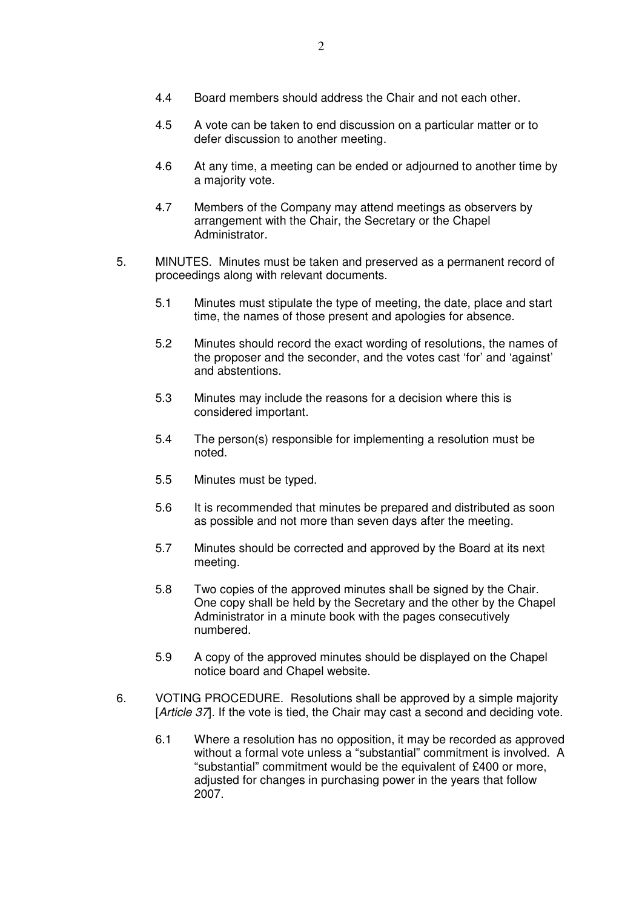4.4 Board members should address the Chair and not each other.

4.5 A vote can be taken to end discussion on a particular matter or to defer discussion to another meeting.

4.6 At any time, a meeting can be ended or adjourned to another time by a majority vote.

4.7 Members of the Company may attend meetings as observers by arrangement with the Chair, the Secretary or the Chapel Administrator.

5. MINUTES. Minutes must be taken and preserved as a permanent record of proceedings along with relevant documents.

5.1 Minutes must stipulate the type of meeting, the date, place and start time, the names of those present and apologies for absence.

5.2 Minutes should record the exact wording of resolutions, the names of the proposer and the seconder, and the votes cast 'for' and 'against' and abstentions.

5.3 Minutes may include the reasons for a decision where this is considered important.

5.4 The person(s) responsible for implementing a resolution must be noted.

5.5 Minutes must be typed.

5.6 It is recommended that minutes be prepared and distributed as soon as possible and not more than seven days after the meeting.

5.7 Minutes should be corrected and approved by the Board at its next meeting.

5.8 Two copies of the approved minutes shall be signed by the Chair. One copy shall be held by the Secretary and the other by the Chapel Administrator in a minute book with the pages consecutively numbered.

5.9 A copy of the approved minutes should be displayed on the Chapel notice board and Chapel website.

6. VOTING PROCEDURE. Resolutions shall be approved by a simple majority [*Article 37*]. If the vote is tied, the Chair may cast a second and deciding vote.

6.1 Where a resolution has no opposition, it may be recorded as approved without a formal vote unless a "substantial" commitment is involved. A "substantial" commitment would be the equivalent of £400 or more, adjusted for changes in purchasing power in the years that follow 2007.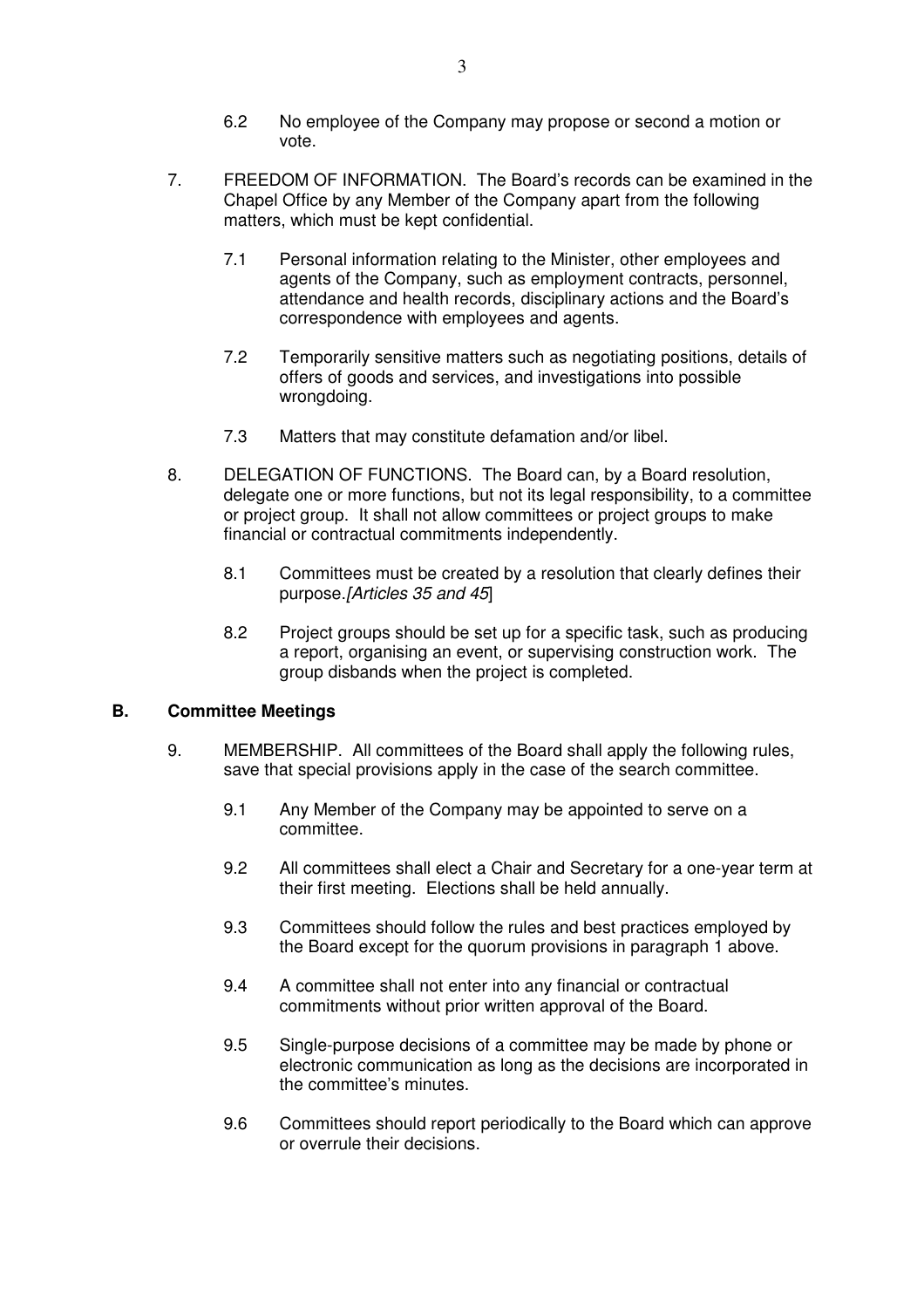6.2 No employee of the Company may propose or second a motion or vote.

7. FREEDOM OF INFORMATION. The Board's records can be examined in the Chapel Office by any Member of the Company apart from the following matters, which must be kept confidential.

   7.1 Personal information relating to the Minister, other employees and agents of the Company, such as employment contracts, personnel, attendance and health records, disciplinary actions and the Board's correspondence with employees and agents.

   7.2 Temporarily sensitive matters such as negotiating positions, details of offers of goods and services, and investigations into possible wrongdoing.

   7.3 Matters that may constitute defamation and/or libel.

8. DELEGATION OF FUNCTIONS. The Board can, by a Board resolution, delegate one or more functions, but not its legal responsibility, to a committee or project group. It shall not allow committees or project groups to make financial or contractual commitments independently.

   8.1 Committees must be created by a resolution that clearly defines their purpose.*[Articles 35 and 45*]

   8.2 Project groups should be set up for a specific task, such as producing a report, organising an event, or supervising construction work. The group disbands when the project is completed.

## B. Committee Meetings

9. MEMBERSHIP. All committees of the Board shall apply the following rules, save that special provisions apply in the case of the search committee.

   9.1 Any Member of the Company may be appointed to serve on a committee.

   9.2 All committees shall elect a Chair and Secretary for a one-year term at their first meeting. Elections shall be held annually.

   9.3 Committees should follow the rules and best practices employed by the Board except for the quorum provisions in paragraph 1 above.

   9.4 A committee shall not enter into any financial or contractual commitments without prior written approval of the Board.

   9.5 Single-purpose decisions of a committee may be made by phone or electronic communication as long as the decisions are incorporated in the committee's minutes.

   9.6 Committees should report periodically to the Board which can approve or overrule their decisions.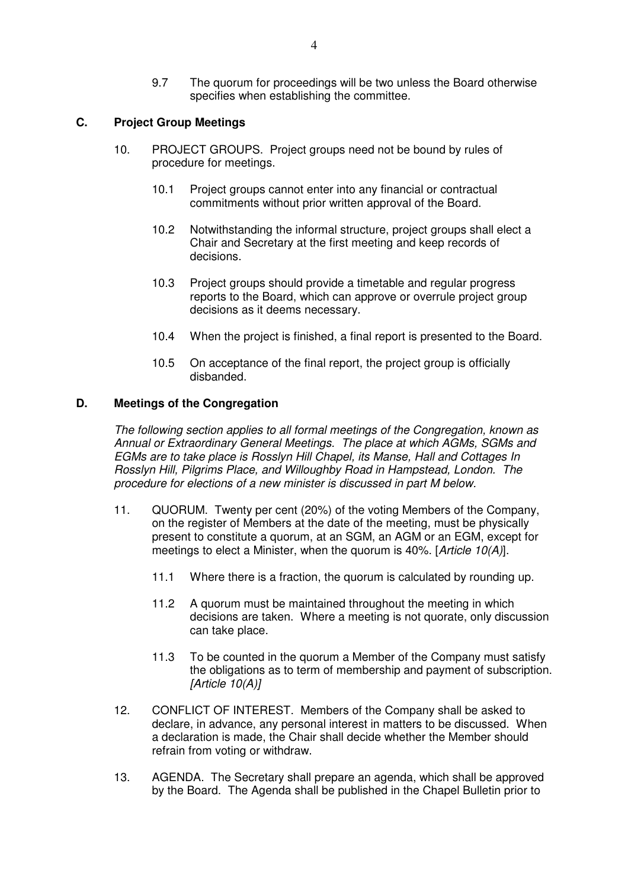9.7 The quorum for proceedings will be two unless the Board otherwise specifies when establishing the committee.

## C. Project Group Meetings

10. PROJECT GROUPS. Project groups need not be bound by rules of procedure for meetings.

    10.1 Project groups cannot enter into any financial or contractual commitments without prior written approval of the Board.

    10.2 Notwithstanding the informal structure, project groups shall elect a Chair and Secretary at the first meeting and keep records of decisions.

    10.3 Project groups should provide a timetable and regular progress reports to the Board, which can approve or overrule project group decisions as it deems necessary.

    10.4 When the project is finished, a final report is presented to the Board.

    10.5 On acceptance of the final report, the project group is officially disbanded.

## D. Meetings of the Congregation

*The following section applies to all formal meetings of the Congregation, known as Annual or Extraordinary General Meetings. The place at which AGMs, SGMs and EGMs are to take place is Rosslyn Hill Chapel, its Manse, Hall and Cottages In Rosslyn Hill, Pilgrims Place, and Willoughby Road in Hampstead, London. The procedure for elections of a new minister is discussed in part M below.*

11. QUORUM. Twenty per cent (20%) of the voting Members of the Company, on the register of Members at the date of the meeting, must be physically present to constitute a quorum, at an SGM, an AGM or an EGM, except for meetings to elect a Minister, when the quorum is 40%. [*Article 10(A)*].

    11.1 Where there is a fraction, the quorum is calculated by rounding up.

    11.2 A quorum must be maintained throughout the meeting in which decisions are taken. Where a meeting is not quorate, only discussion can take place.

    11.3 To be counted in the quorum a Member of the Company must satisfy the obligations as to term of membership and payment of subscription. *[Article 10(A)]*

12. CONFLICT OF INTEREST. Members of the Company shall be asked to declare, in advance, any personal interest in matters to be discussed. When a declaration is made, the Chair shall decide whether the Member should refrain from voting or withdraw.

13. AGENDA. The Secretary shall prepare an agenda, which shall be approved by the Board. The Agenda shall be published in the Chapel Bulletin prior to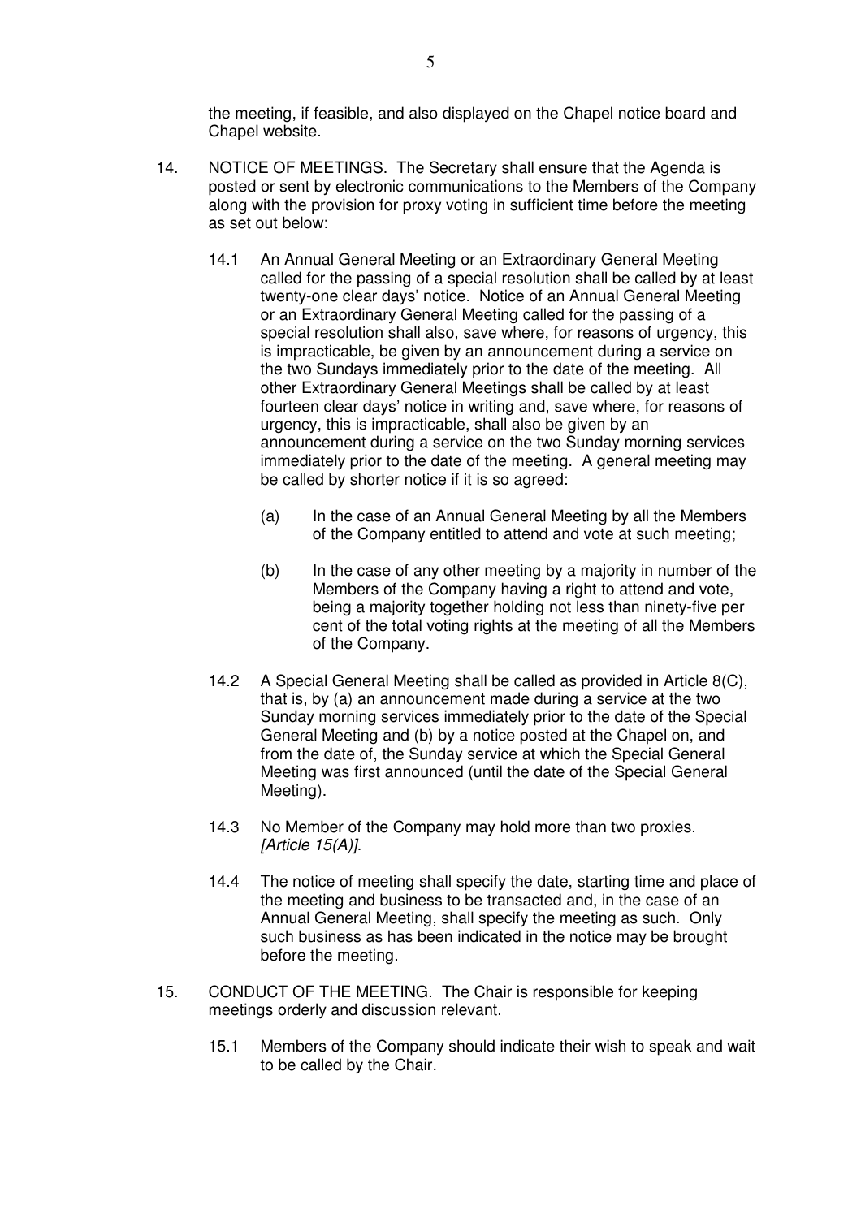the meeting, if feasible, and also displayed on the Chapel notice board and Chapel website.

14. NOTICE OF MEETINGS. The Secretary shall ensure that the Agenda is posted or sent by electronic communications to the Members of the Company along with the provision for proxy voting in sufficient time before the meeting as set out below:

    14.1 An Annual General Meeting or an Extraordinary General Meeting called for the passing of a special resolution shall be called by at least twenty-one clear days' notice. Notice of an Annual General Meeting or an Extraordinary General Meeting called for the passing of a special resolution shall also, save where, for reasons of urgency, this is impracticable, be given by an announcement during a service on the two Sundays immediately prior to the date of the meeting. All other Extraordinary General Meetings shall be called by at least fourteen clear days' notice in writing and, save where, for reasons of urgency, this is impracticable, shall also be given by an announcement during a service on the two Sunday morning services immediately prior to the date of the meeting. A general meeting may be called by shorter notice if it is so agreed:

        (a) In the case of an Annual General Meeting by all the Members of the Company entitled to attend and vote at such meeting;

        (b) In the case of any other meeting by a majority in number of the Members of the Company having a right to attend and vote, being a majority together holding not less than ninety-five per cent of the total voting rights at the meeting of all the Members of the Company.

    14.2 A Special General Meeting shall be called as provided in Article 8(C), that is, by (a) an announcement made during a service at the two Sunday morning services immediately prior to the date of the Special General Meeting and (b) by a notice posted at the Chapel on, and from the date of, the Sunday service at which the Special General Meeting was first announced (until the date of the Special General Meeting).

    14.3 No Member of the Company may hold more than two proxies. *[Article 15(A)]*.

    14.4 The notice of meeting shall specify the date, starting time and place of the meeting and business to be transacted and, in the case of an Annual General Meeting, shall specify the meeting as such. Only such business as has been indicated in the notice may be brought before the meeting.

15. CONDUCT OF THE MEETING. The Chair is responsible for keeping meetings orderly and discussion relevant.

    15.1 Members of the Company should indicate their wish to speak and wait to be called by the Chair.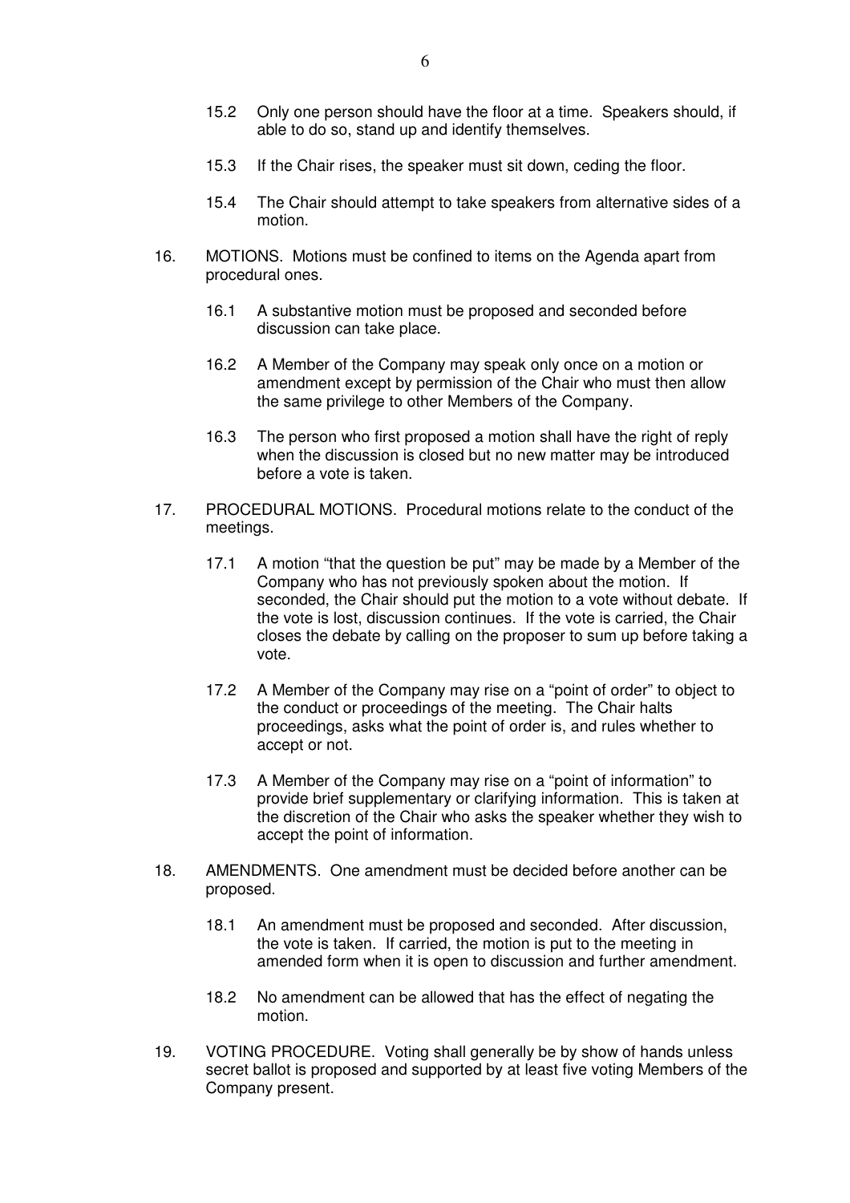15.2 Only one person should have the floor at a time. Speakers should, if able to do so, stand up and identify themselves.

15.3 If the Chair rises, the speaker must sit down, ceding the floor.

15.4 The Chair should attempt to take speakers from alternative sides of a motion.

16. MOTIONS. Motions must be confined to items on the Agenda apart from procedural ones.

16.1 A substantive motion must be proposed and seconded before discussion can take place.

16.2 A Member of the Company may speak only once on a motion or amendment except by permission of the Chair who must then allow the same privilege to other Members of the Company.

16.3 The person who first proposed a motion shall have the right of reply when the discussion is closed but no new matter may be introduced before a vote is taken.

17. PROCEDURAL MOTIONS. Procedural motions relate to the conduct of the meetings.

17.1 A motion "that the question be put" may be made by a Member of the Company who has not previously spoken about the motion. If seconded, the Chair should put the motion to a vote without debate. If the vote is lost, discussion continues. If the vote is carried, the Chair closes the debate by calling on the proposer to sum up before taking a vote.

17.2 A Member of the Company may rise on a "point of order" to object to the conduct or proceedings of the meeting. The Chair halts proceedings, asks what the point of order is, and rules whether to accept or not.

17.3 A Member of the Company may rise on a "point of information" to provide brief supplementary or clarifying information. This is taken at the discretion of the Chair who asks the speaker whether they wish to accept the point of information.

18. AMENDMENTS. One amendment must be decided before another can be proposed.

18.1 An amendment must be proposed and seconded. After discussion, the vote is taken. If carried, the motion is put to the meeting in amended form when it is open to discussion and further amendment.

18.2 No amendment can be allowed that has the effect of negating the motion.

19. VOTING PROCEDURE. Voting shall generally be by show of hands unless secret ballot is proposed and supported by at least five voting Members of the Company present.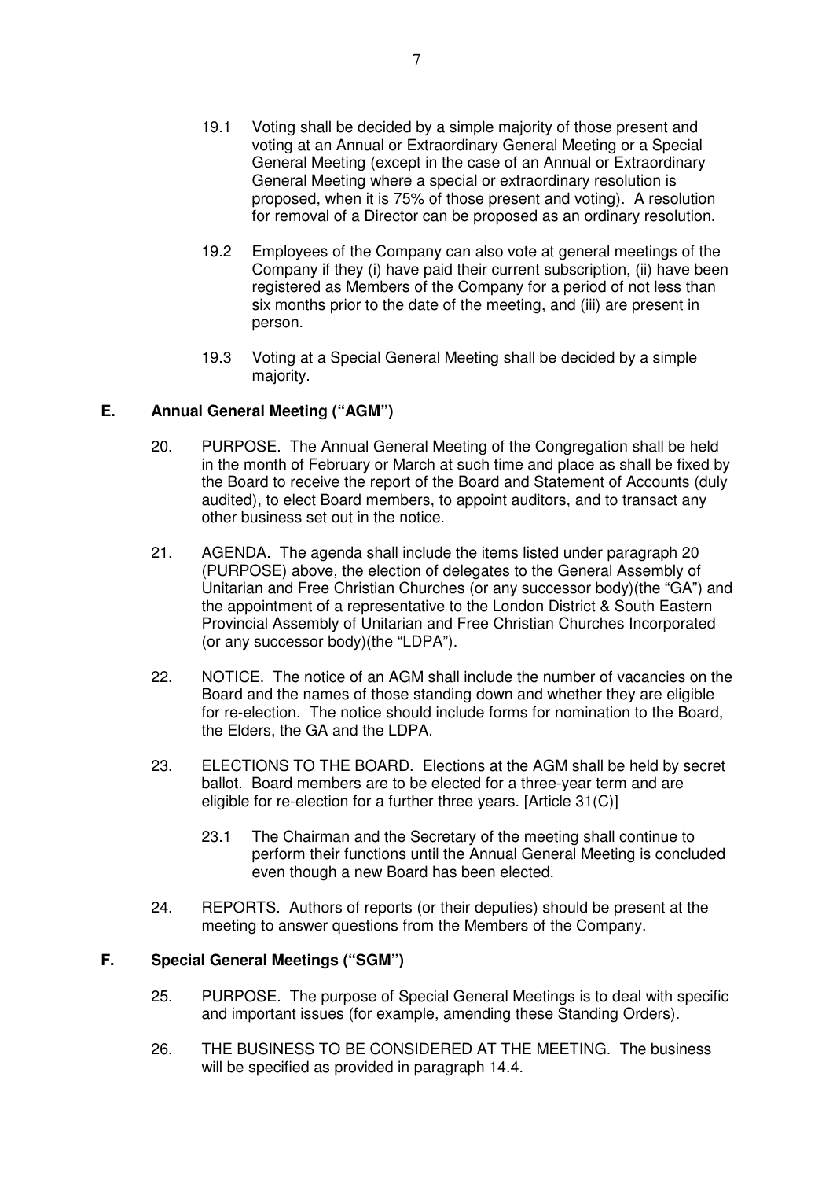19.1 Voting shall be decided by a simple majority of those present and voting at an Annual or Extraordinary General Meeting or a Special General Meeting (except in the case of an Annual or Extraordinary General Meeting where a special or extraordinary resolution is proposed, when it is 75% of those present and voting). A resolution for removal of a Director can be proposed as an ordinary resolution.

19.2 Employees of the Company can also vote at general meetings of the Company if they (i) have paid their current subscription, (ii) have been registered as Members of the Company for a period of not less than six months prior to the date of the meeting, and (iii) are present in person.

19.3 Voting at a Special General Meeting shall be decided by a simple majority.

## E. Annual General Meeting ("AGM")

20. PURPOSE. The Annual General Meeting of the Congregation shall be held in the month of February or March at such time and place as shall be fixed by the Board to receive the report of the Board and Statement of Accounts (duly audited), to elect Board members, to appoint auditors, and to transact any other business set out in the notice.

21. AGENDA. The agenda shall include the items listed under paragraph 20 (PURPOSE) above, the election of delegates to the General Assembly of Unitarian and Free Christian Churches (or any successor body)(the "GA") and the appointment of a representative to the London District & South Eastern Provincial Assembly of Unitarian and Free Christian Churches Incorporated (or any successor body)(the "LDPA").

22. NOTICE. The notice of an AGM shall include the number of vacancies on the Board and the names of those standing down and whether they are eligible for re-election. The notice should include forms for nomination to the Board, the Elders, the GA and the LDPA.

23. ELECTIONS TO THE BOARD. Elections at the AGM shall be held by secret ballot. Board members are to be elected for a three-year term and are eligible for re-election for a further three years. [Article 31(C)]

23.1 The Chairman and the Secretary of the meeting shall continue to perform their functions until the Annual General Meeting is concluded even though a new Board has been elected.

24. REPORTS. Authors of reports (or their deputies) should be present at the meeting to answer questions from the Members of the Company.

## F. Special General Meetings ("SGM")

25. PURPOSE. The purpose of Special General Meetings is to deal with specific and important issues (for example, amending these Standing Orders).

26. THE BUSINESS TO BE CONSIDERED AT THE MEETING. The business will be specified as provided in paragraph 14.4.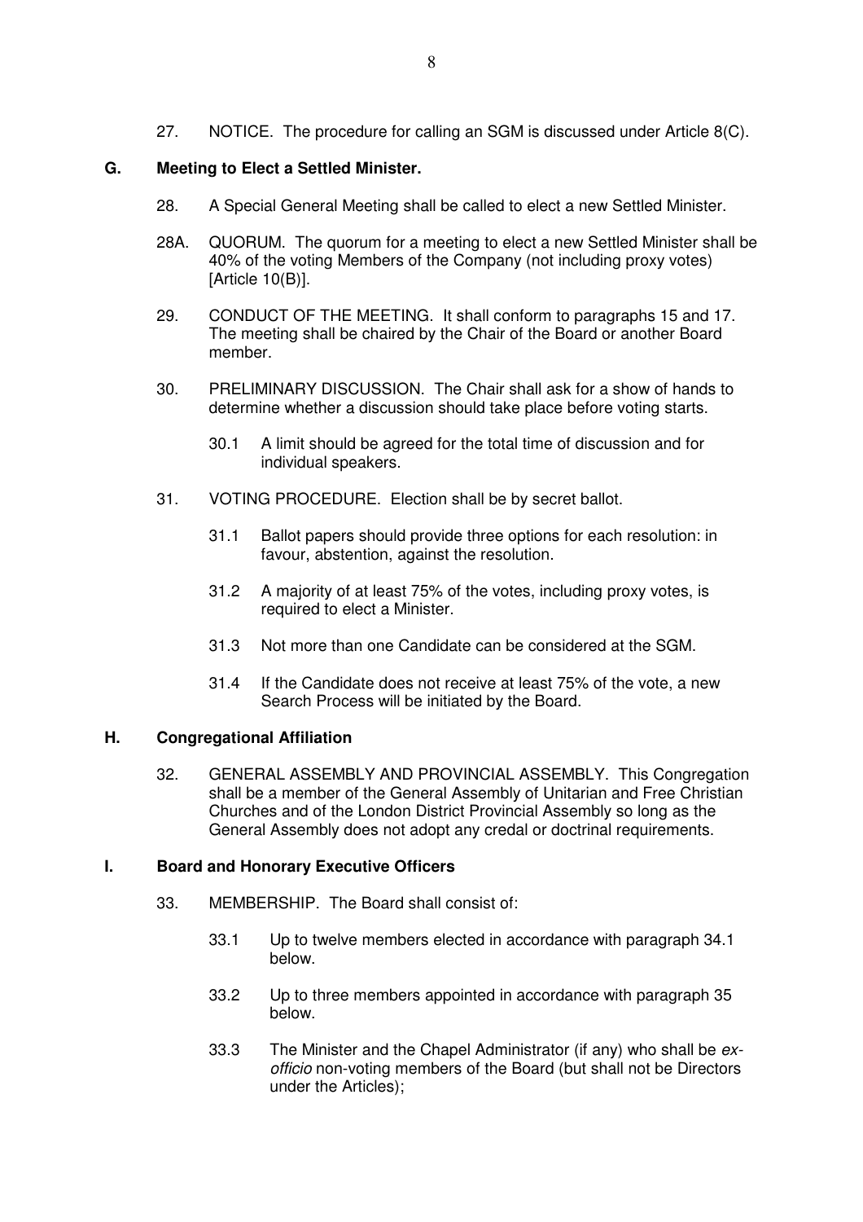27. NOTICE. The procedure for calling an SGM is discussed under Article 8(C).

## G. Meeting to Elect a Settled Minister.

28. A Special General Meeting shall be called to elect a new Settled Minister.

28A. QUORUM. The quorum for a meeting to elect a new Settled Minister shall be 40% of the voting Members of the Company (not including proxy votes) [Article 10(B)].

29. CONDUCT OF THE MEETING. It shall conform to paragraphs 15 and 17. The meeting shall be chaired by the Chair of the Board or another Board member.

30. PRELIMINARY DISCUSSION. The Chair shall ask for a show of hands to determine whether a discussion should take place before voting starts.

    30.1 A limit should be agreed for the total time of discussion and for individual speakers.

31. VOTING PROCEDURE. Election shall be by secret ballot.

    31.1 Ballot papers should provide three options for each resolution: in favour, abstention, against the resolution.

    31.2 A majority of at least 75% of the votes, including proxy votes, is required to elect a Minister.

    31.3 Not more than one Candidate can be considered at the SGM.

    31.4 If the Candidate does not receive at least 75% of the vote, a new Search Process will be initiated by the Board.

## H. Congregational Affiliation

32. GENERAL ASSEMBLY AND PROVINCIAL ASSEMBLY. This Congregation shall be a member of the General Assembly of Unitarian and Free Christian Churches and of the London District Provincial Assembly so long as the General Assembly does not adopt any credal or doctrinal requirements.

## I. Board and Honorary Executive Officers

33. MEMBERSHIP. The Board shall consist of:

    33.1 Up to twelve members elected in accordance with paragraph 34.1 below.

    33.2 Up to three members appointed in accordance with paragraph 35 below.

    33.3 The Minister and the Chapel Administrator (if any) who shall be *ex-officio* non-voting members of the Board (but shall not be Directors under the Articles);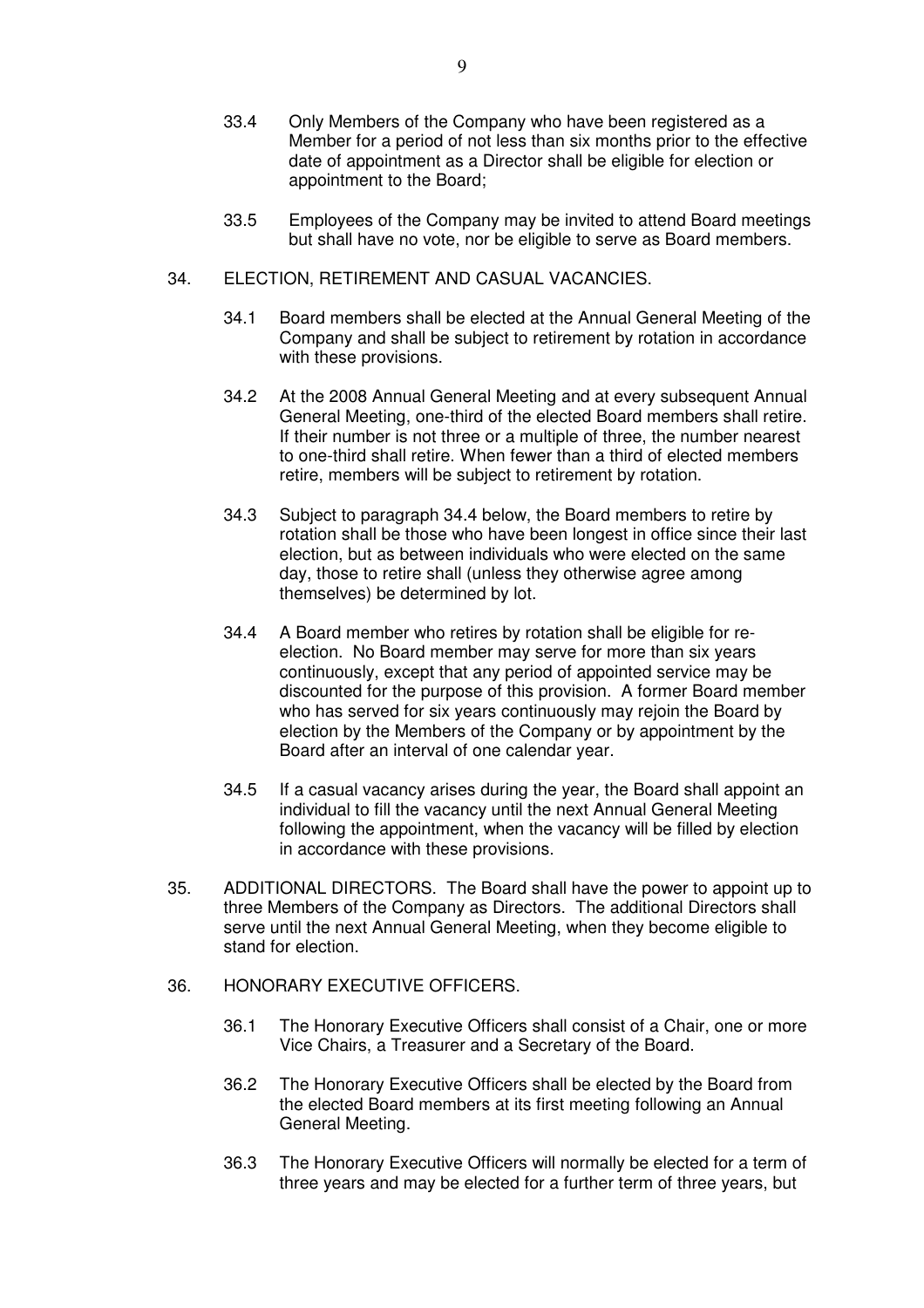33.4 Only Members of the Company who have been registered as a Member for a period of not less than six months prior to the effective date of appointment as a Director shall be eligible for election or appointment to the Board;

33.5 Employees of the Company may be invited to attend Board meetings but shall have no vote, nor be eligible to serve as Board members.

34. ELECTION, RETIREMENT AND CASUAL VACANCIES.

34.1 Board members shall be elected at the Annual General Meeting of the Company and shall be subject to retirement by rotation in accordance with these provisions.

34.2 At the 2008 Annual General Meeting and at every subsequent Annual General Meeting, one-third of the elected Board members shall retire. If their number is not three or a multiple of three, the number nearest to one-third shall retire. When fewer than a third of elected members retire, members will be subject to retirement by rotation.

34.3 Subject to paragraph 34.4 below, the Board members to retire by rotation shall be those who have been longest in office since their last election, but as between individuals who were elected on the same day, those to retire shall (unless they otherwise agree among themselves) be determined by lot.

34.4 A Board member who retires by rotation shall be eligible for re-election. No Board member may serve for more than six years continuously, except that any period of appointed service may be discounted for the purpose of this provision. A former Board member who has served for six years continuously may rejoin the Board by election by the Members of the Company or by appointment by the Board after an interval of one calendar year.

34.5 If a casual vacancy arises during the year, the Board shall appoint an individual to fill the vacancy until the next Annual General Meeting following the appointment, when the vacancy will be filled by election in accordance with these provisions.

35. ADDITIONAL DIRECTORS. The Board shall have the power to appoint up to three Members of the Company as Directors. The additional Directors shall serve until the next Annual General Meeting, when they become eligible to stand for election.

36. HONORARY EXECUTIVE OFFICERS.

36.1 The Honorary Executive Officers shall consist of a Chair, one or more Vice Chairs, a Treasurer and a Secretary of the Board.

36.2 The Honorary Executive Officers shall be elected by the Board from the elected Board members at its first meeting following an Annual General Meeting.

36.3 The Honorary Executive Officers will normally be elected for a term of three years and may be elected for a further term of three years, but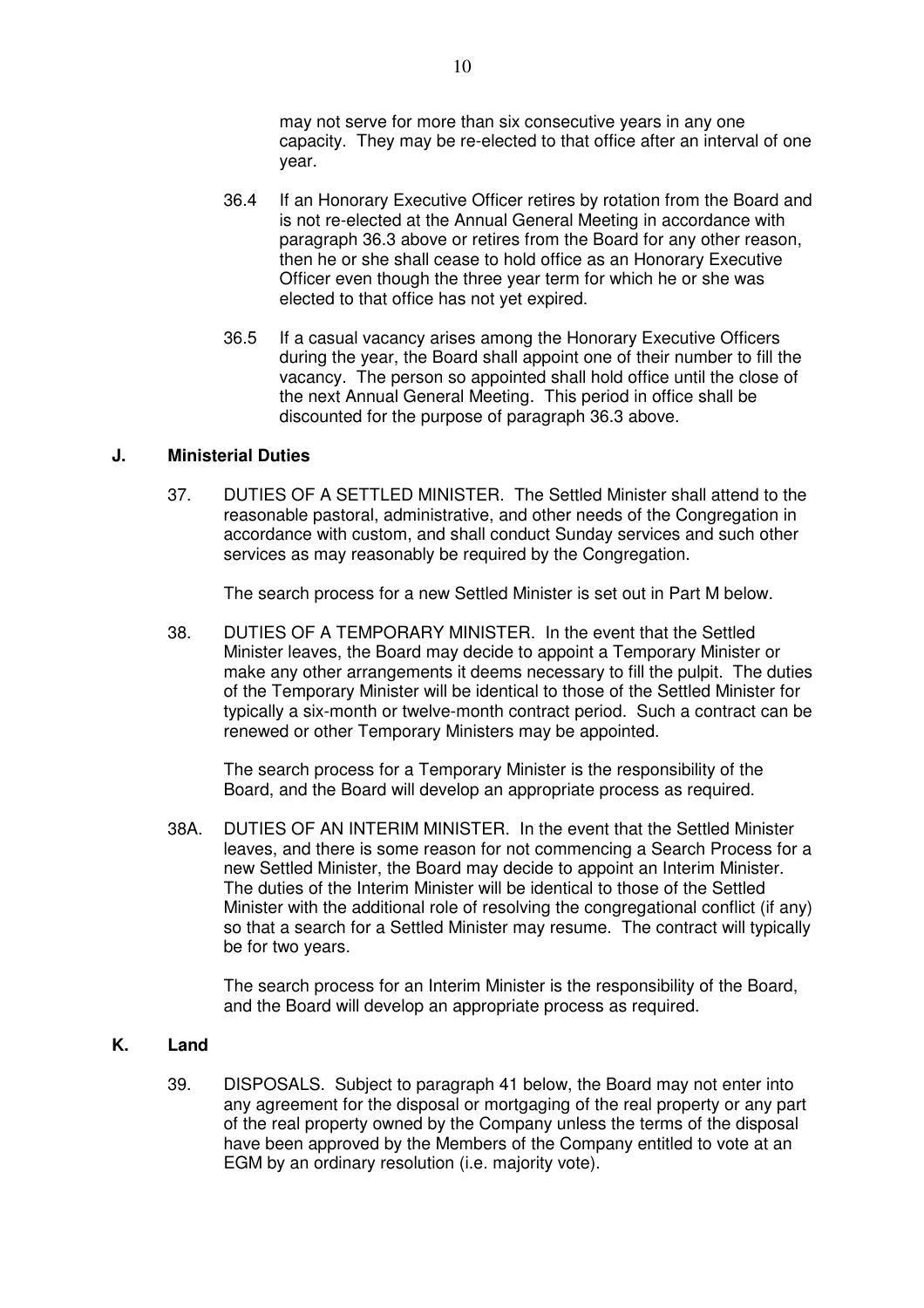may not serve for more than six consecutive years in any one capacity. They may be re-elected to that office after an interval of one year.

36.4 If an Honorary Executive Officer retires by rotation from the Board and is not re-elected at the Annual General Meeting in accordance with paragraph 36.3 above or retires from the Board for any other reason, then he or she shall cease to hold office as an Honorary Executive Officer even though the three year term for which he or she was elected to that office has not yet expired.

36.5 If a casual vacancy arises among the Honorary Executive Officers during the year, the Board shall appoint one of their number to fill the vacancy. The person so appointed shall hold office until the close of the next Annual General Meeting. This period in office shall be discounted for the purpose of paragraph 36.3 above.

## J. Ministerial Duties

37. DUTIES OF A SETTLED MINISTER. The Settled Minister shall attend to the reasonable pastoral, administrative, and other needs of the Congregation in accordance with custom, and shall conduct Sunday services and such other services as may reasonably be required by the Congregation.

The search process for a new Settled Minister is set out in Part M below.

38. DUTIES OF A TEMPORARY MINISTER. In the event that the Settled Minister leaves, the Board may decide to appoint a Temporary Minister or make any other arrangements it deems necessary to fill the pulpit. The duties of the Temporary Minister will be identical to those of the Settled Minister for typically a six-month or twelve-month contract period. Such a contract can be renewed or other Temporary Ministers may be appointed.

The search process for a Temporary Minister is the responsibility of the Board, and the Board will develop an appropriate process as required.

38A. DUTIES OF AN INTERIM MINISTER. In the event that the Settled Minister leaves, and there is some reason for not commencing a Search Process for a new Settled Minister, the Board may decide to appoint an Interim Minister. The duties of the Interim Minister will be identical to those of the Settled Minister with the additional role of resolving the congregational conflict (if any) so that a search for a Settled Minister may resume. The contract will typically be for two years.

The search process for an Interim Minister is the responsibility of the Board, and the Board will develop an appropriate process as required.

## K. Land

39. DISPOSALS. Subject to paragraph 41 below, the Board may not enter into any agreement for the disposal or mortgaging of the real property or any part of the real property owned by the Company unless the terms of the disposal have been approved by the Members of the Company entitled to vote at an EGM by an ordinary resolution (i.e. majority vote).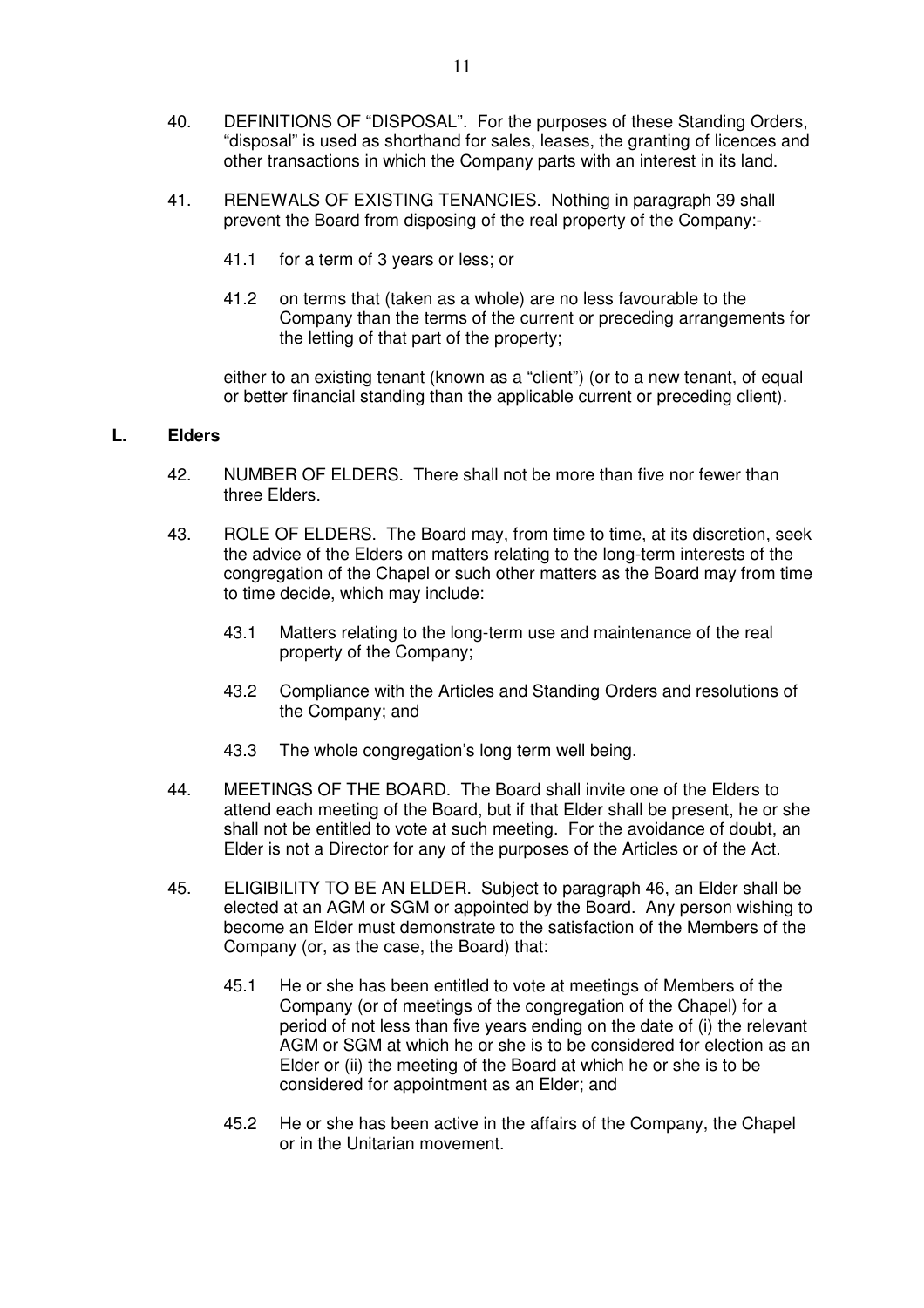40. DEFINITIONS OF "DISPOSAL". For the purposes of these Standing Orders, "disposal" is used as shorthand for sales, leases, the granting of licences and other transactions in which the Company parts with an interest in its land.

41. RENEWALS OF EXISTING TENANCIES. Nothing in paragraph 39 shall prevent the Board from disposing of the real property of the Company:-

    41.1 for a term of 3 years or less; or

    41.2 on terms that (taken as a whole) are no less favourable to the Company than the terms of the current or preceding arrangements for the letting of that part of the property;

    either to an existing tenant (known as a "client") (or to a new tenant, of equal or better financial standing than the applicable current or preceding client).

## L. Elders

42. NUMBER OF ELDERS. There shall not be more than five nor fewer than three Elders.

43. ROLE OF ELDERS. The Board may, from time to time, at its discretion, seek the advice of the Elders on matters relating to the long-term interests of the congregation of the Chapel or such other matters as the Board may from time to time decide, which may include:

    43.1 Matters relating to the long-term use and maintenance of the real property of the Company;

    43.2 Compliance with the Articles and Standing Orders and resolutions of the Company; and

    43.3 The whole congregation's long term well being.

44. MEETINGS OF THE BOARD. The Board shall invite one of the Elders to attend each meeting of the Board, but if that Elder shall be present, he or she shall not be entitled to vote at such meeting. For the avoidance of doubt, an Elder is not a Director for any of the purposes of the Articles or of the Act.

45. ELIGIBILITY TO BE AN ELDER. Subject to paragraph 46, an Elder shall be elected at an AGM or SGM or appointed by the Board. Any person wishing to become an Elder must demonstrate to the satisfaction of the Members of the Company (or, as the case, the Board) that:

    45.1 He or she has been entitled to vote at meetings of Members of the Company (or of meetings of the congregation of the Chapel) for a period of not less than five years ending on the date of (i) the relevant AGM or SGM at which he or she is to be considered for election as an Elder or (ii) the meeting of the Board at which he or she is to be considered for appointment as an Elder; and

    45.2 He or she has been active in the affairs of the Company, the Chapel or in the Unitarian movement.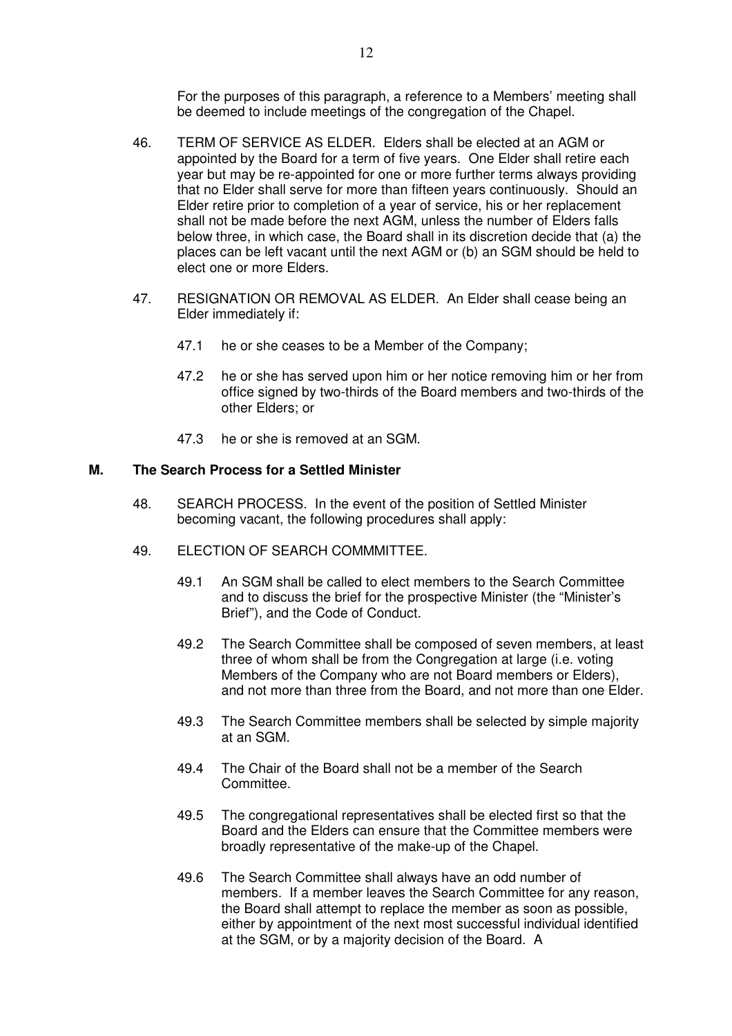For the purposes of this paragraph, a reference to a Members' meeting shall be deemed to include meetings of the congregation of the Chapel.

46. TERM OF SERVICE AS ELDER. Elders shall be elected at an AGM or appointed by the Board for a term of five years. One Elder shall retire each year but may be re-appointed for one or more further terms always providing that no Elder shall serve for more than fifteen years continuously. Should an Elder retire prior to completion of a year of service, his or her replacement shall not be made before the next AGM, unless the number of Elders falls below three, in which case, the Board shall in its discretion decide that (a) the places can be left vacant until the next AGM or (b) an SGM should be held to elect one or more Elders.

47. RESIGNATION OR REMOVAL AS ELDER. An Elder shall cease being an Elder immediately if:

    47.1 he or she ceases to be a Member of the Company;

    47.2 he or she has served upon him or her notice removing him or her from office signed by two-thirds of the Board members and two-thirds of the other Elders; or

    47.3 he or she is removed at an SGM.

## M. The Search Process for a Settled Minister

48. SEARCH PROCESS. In the event of the position of Settled Minister becoming vacant, the following procedures shall apply:

49. ELECTION OF SEARCH COMMMITTEE.

    49.1 An SGM shall be called to elect members to the Search Committee and to discuss the brief for the prospective Minister (the "Minister's Brief"), and the Code of Conduct.

    49.2 The Search Committee shall be composed of seven members, at least three of whom shall be from the Congregation at large (i.e. voting Members of the Company who are not Board members or Elders), and not more than three from the Board, and not more than one Elder.

    49.3 The Search Committee members shall be selected by simple majority at an SGM.

    49.4 The Chair of the Board shall not be a member of the Search Committee.

    49.5 The congregational representatives shall be elected first so that the Board and the Elders can ensure that the Committee members were broadly representative of the make-up of the Chapel.

    49.6 The Search Committee shall always have an odd number of members. If a member leaves the Search Committee for any reason, the Board shall attempt to replace the member as soon as possible, either by appointment of the next most successful individual identified at the SGM, or by a majority decision of the Board. A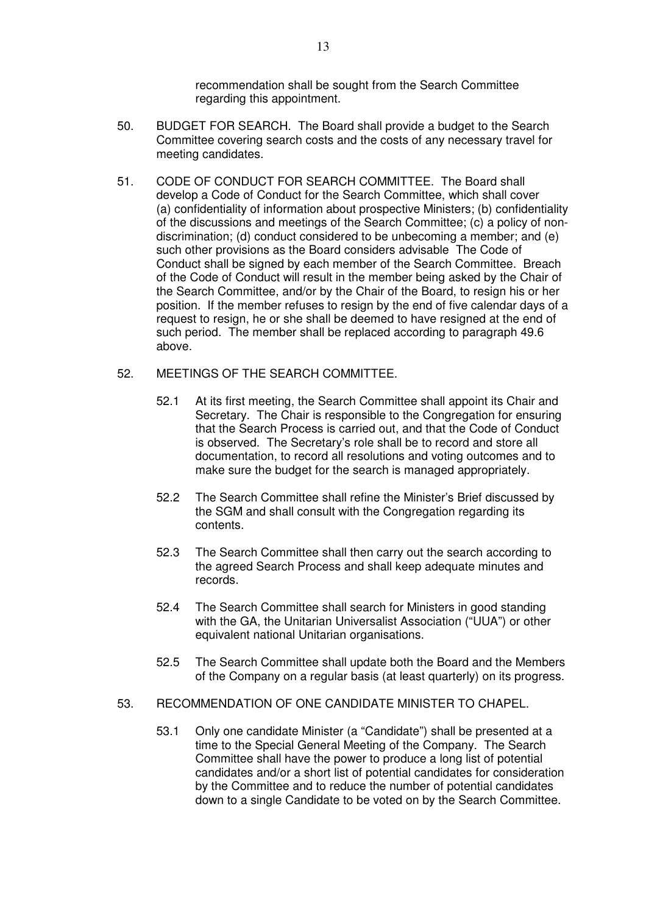recommendation shall be sought from the Search Committee regarding this appointment.

50. BUDGET FOR SEARCH. The Board shall provide a budget to the Search Committee covering search costs and the costs of any necessary travel for meeting candidates.

51. CODE OF CONDUCT FOR SEARCH COMMITTEE. The Board shall develop a Code of Conduct for the Search Committee, which shall cover (a) confidentiality of information about prospective Ministers; (b) confidentiality of the discussions and meetings of the Search Committee; (c) a policy of non-discrimination; (d) conduct considered to be unbecoming a member; and (e) such other provisions as the Board considers advisable The Code of Conduct shall be signed by each member of the Search Committee. Breach of the Code of Conduct will result in the member being asked by the Chair of the Search Committee, and/or by the Chair of the Board, to resign his or her position. If the member refuses to resign by the end of five calendar days of a request to resign, he or she shall be deemed to have resigned at the end of such period. The member shall be replaced according to paragraph 49.6 above.

52. MEETINGS OF THE SEARCH COMMITTEE.

    52.1 At its first meeting, the Search Committee shall appoint its Chair and Secretary. The Chair is responsible to the Congregation for ensuring that the Search Process is carried out, and that the Code of Conduct is observed. The Secretary's role shall be to record and store all documentation, to record all resolutions and voting outcomes and to make sure the budget for the search is managed appropriately.

    52.2 The Search Committee shall refine the Minister's Brief discussed by the SGM and shall consult with the Congregation regarding its contents.

    52.3 The Search Committee shall then carry out the search according to the agreed Search Process and shall keep adequate minutes and records.

    52.4 The Search Committee shall search for Ministers in good standing with the GA, the Unitarian Universalist Association ("UUA") or other equivalent national Unitarian organisations.

    52.5 The Search Committee shall update both the Board and the Members of the Company on a regular basis (at least quarterly) on its progress.

53. RECOMMENDATION OF ONE CANDIDATE MINISTER TO CHAPEL.

    53.1 Only one candidate Minister (a "Candidate") shall be presented at a time to the Special General Meeting of the Company. The Search Committee shall have the power to produce a long list of potential candidates and/or a short list of potential candidates for consideration by the Committee and to reduce the number of potential candidates down to a single Candidate to be voted on by the Search Committee.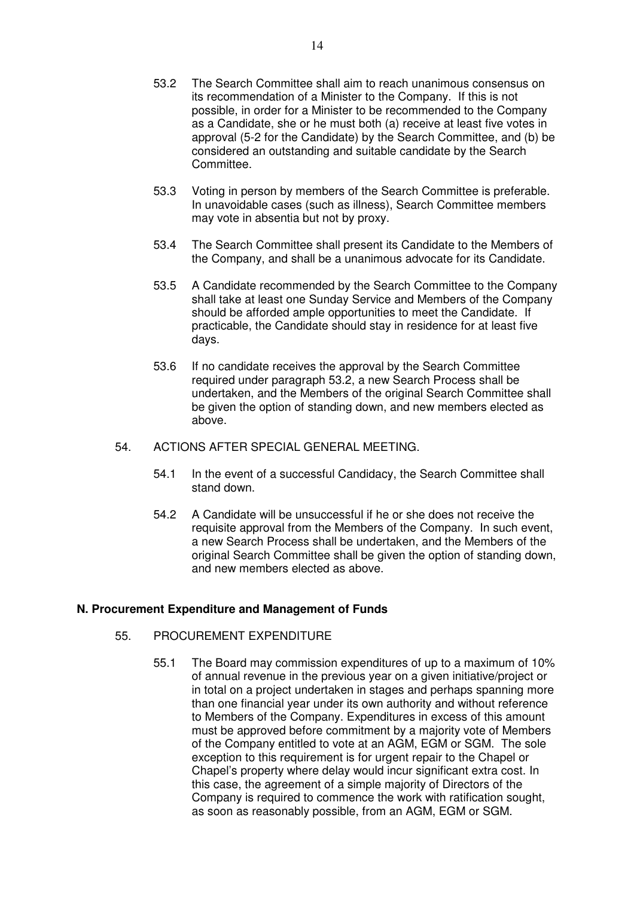53.2 The Search Committee shall aim to reach unanimous consensus on its recommendation of a Minister to the Company. If this is not possible, in order for a Minister to be recommended to the Company as a Candidate, she or he must both (a) receive at least five votes in approval (5-2 for the Candidate) by the Search Committee, and (b) be considered an outstanding and suitable candidate by the Search Committee.

53.3 Voting in person by members of the Search Committee is preferable. In unavoidable cases (such as illness), Search Committee members may vote in absentia but not by proxy.

53.4 The Search Committee shall present its Candidate to the Members of the Company, and shall be a unanimous advocate for its Candidate.

53.5 A Candidate recommended by the Search Committee to the Company shall take at least one Sunday Service and Members of the Company should be afforded ample opportunities to meet the Candidate. If practicable, the Candidate should stay in residence for at least five days.

53.6 If no candidate receives the approval by the Search Committee required under paragraph 53.2, a new Search Process shall be undertaken, and the Members of the original Search Committee shall be given the option of standing down, and new members elected as above.

54. ACTIONS AFTER SPECIAL GENERAL MEETING.

54.1 In the event of a successful Candidacy, the Search Committee shall stand down.

54.2 A Candidate will be unsuccessful if he or she does not receive the requisite approval from the Members of the Company. In such event, a new Search Process shall be undertaken, and the Members of the original Search Committee shall be given the option of standing down, and new members elected as above.

## N. Procurement Expenditure and Management of Funds

55. PROCUREMENT EXPENDITURE

55.1 The Board may commission expenditures of up to a maximum of 10% of annual revenue in the previous year on a given initiative/project or in total on a project undertaken in stages and perhaps spanning more than one financial year under its own authority and without reference to Members of the Company. Expenditures in excess of this amount must be approved before commitment by a majority vote of Members of the Company entitled to vote at an AGM, EGM or SGM. The sole exception to this requirement is for urgent repair to the Chapel or Chapel's property where delay would incur significant extra cost. In this case, the agreement of a simple majority of Directors of the Company is required to commence the work with ratification sought, as soon as reasonably possible, from an AGM, EGM or SGM.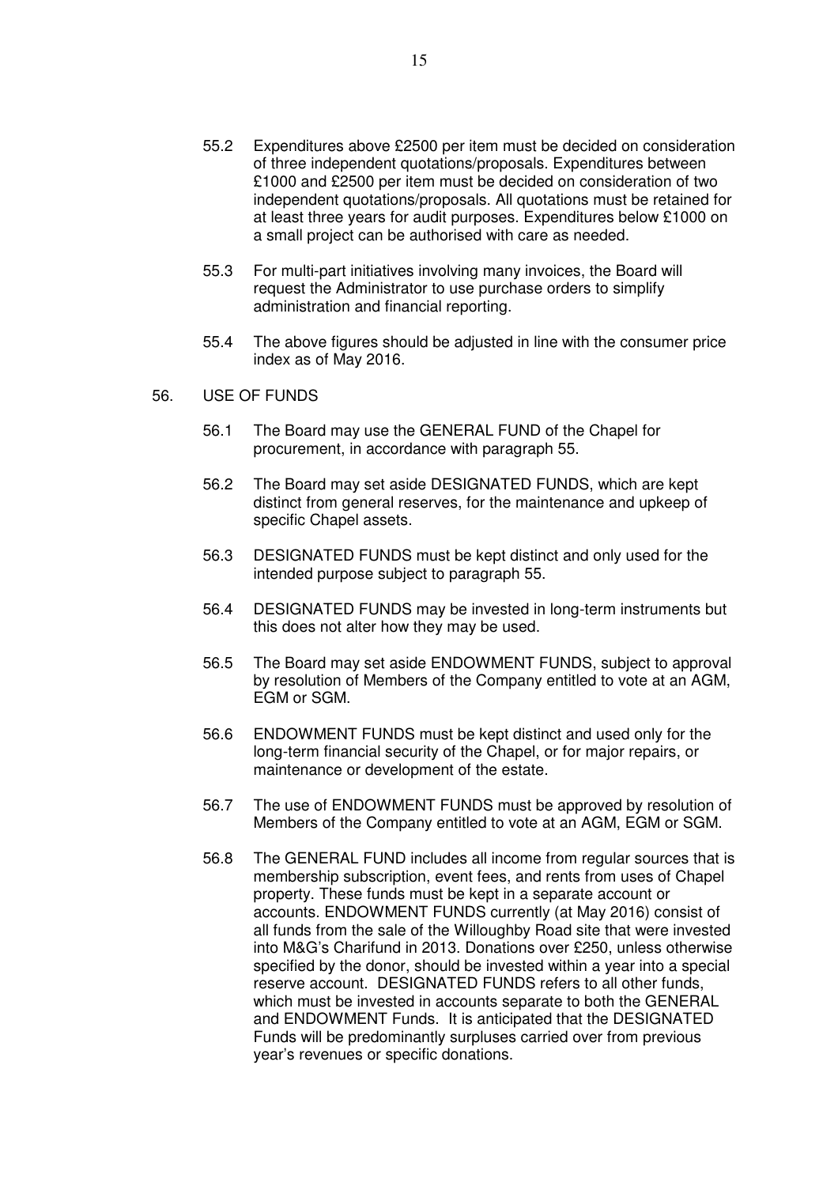55.2 Expenditures above £2500 per item must be decided on consideration of three independent quotations/proposals. Expenditures between £1000 and £2500 per item must be decided on consideration of two independent quotations/proposals. All quotations must be retained for at least three years for audit purposes. Expenditures below £1000 on a small project can be authorised with care as needed.

55.3 For multi-part initiatives involving many invoices, the Board will request the Administrator to use purchase orders to simplify administration and financial reporting.

55.4 The above figures should be adjusted in line with the consumer price index as of May 2016.

## 56. USE OF FUNDS

56.1 The Board may use the GENERAL FUND of the Chapel for procurement, in accordance with paragraph 55.

56.2 The Board may set aside DESIGNATED FUNDS, which are kept distinct from general reserves, for the maintenance and upkeep of specific Chapel assets.

56.3 DESIGNATED FUNDS must be kept distinct and only used for the intended purpose subject to paragraph 55.

56.4 DESIGNATED FUNDS may be invested in long-term instruments but this does not alter how they may be used.

56.5 The Board may set aside ENDOWMENT FUNDS, subject to approval by resolution of Members of the Company entitled to vote at an AGM, EGM or SGM.

56.6 ENDOWMENT FUNDS must be kept distinct and used only for the long-term financial security of the Chapel, or for major repairs, or maintenance or development of the estate.

56.7 The use of ENDOWMENT FUNDS must be approved by resolution of Members of the Company entitled to vote at an AGM, EGM or SGM.

56.8 The GENERAL FUND includes all income from regular sources that is membership subscription, event fees, and rents from uses of Chapel property. These funds must be kept in a separate account or accounts. ENDOWMENT FUNDS currently (at May 2016) consist of all funds from the sale of the Willoughby Road site that were invested into M&G's Charifund in 2013. Donations over £250, unless otherwise specified by the donor, should be invested within a year into a special reserve account. DESIGNATED FUNDS refers to all other funds, which must be invested in accounts separate to both the GENERAL and ENDOWMENT Funds. It is anticipated that the DESIGNATED Funds will be predominantly surpluses carried over from previous year's revenues or specific donations.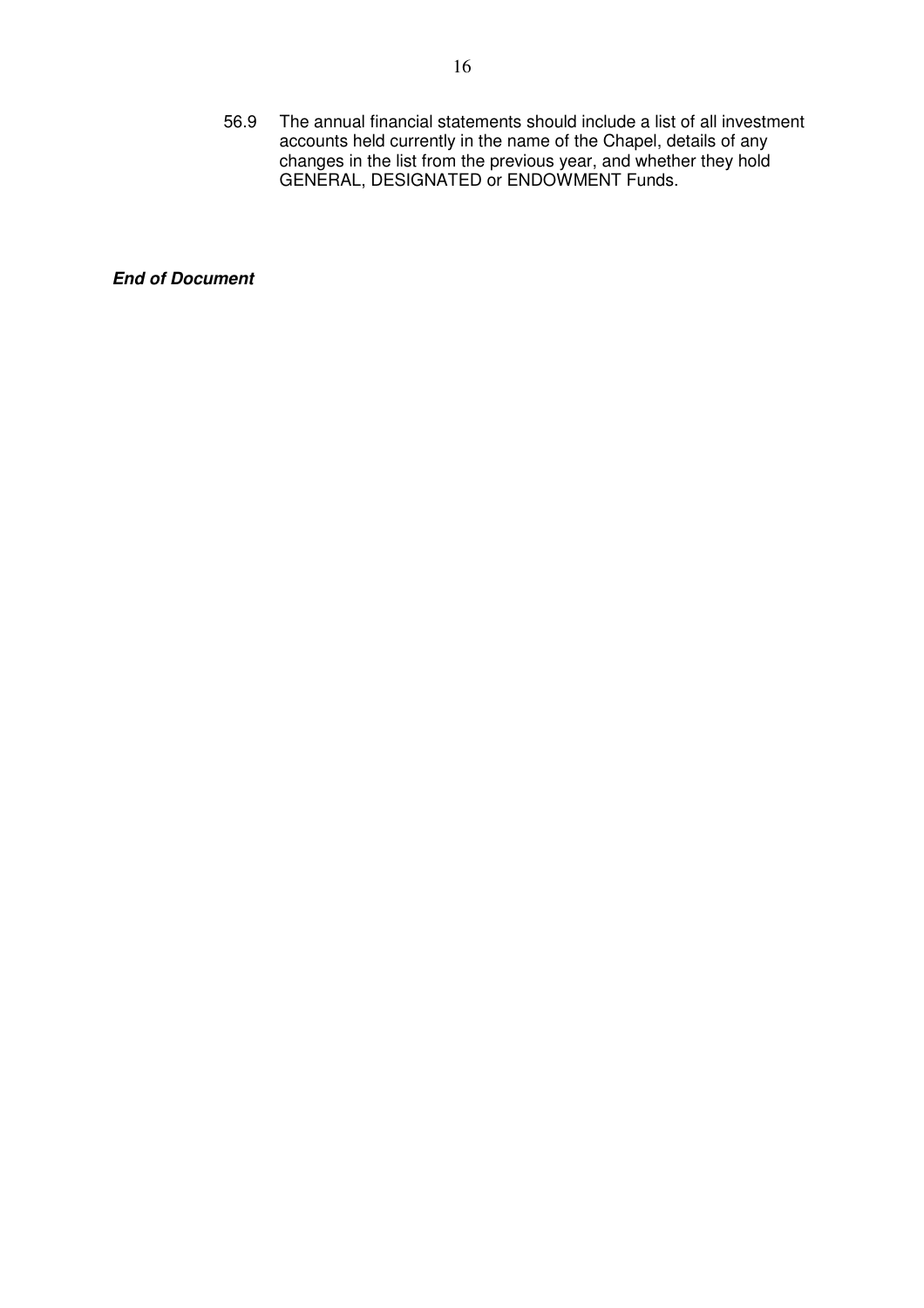56.9 The annual financial statements should include a list of all investment accounts held currently in the name of the Chapel, details of any changes in the list from the previous year, and whether they hold GENERAL, DESIGNATED or ENDOWMENT Funds.

***End of Document***